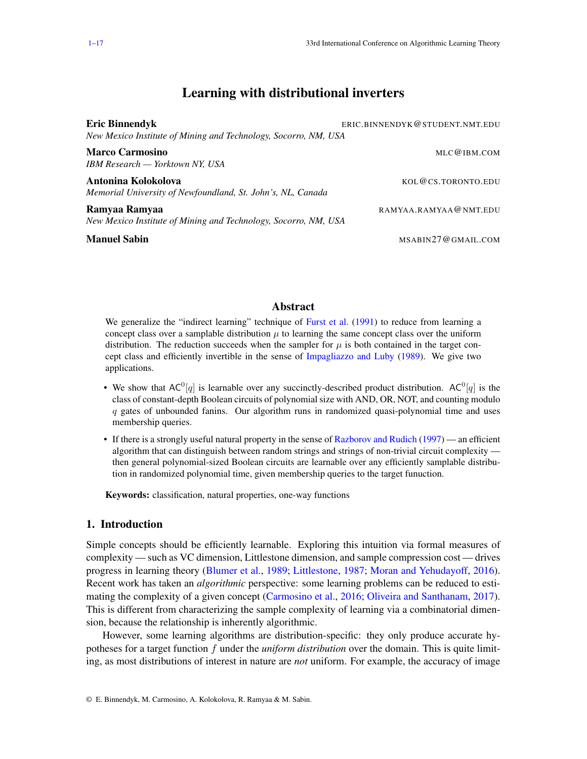# Learning with distributional inverters

**Eric Binnendyk** ERIC.BINNENDYK@STUDENT.NMT.EDU
*New Mexico Institute of Mining and Technology, Socorro, NM, USA*

**Marco Carmosino** MLC@IBM.COM
*IBM Research — Yorktown NY, USA*

**Antonina Kolokolova** KOL@CS.TORONTO.EDU
*Memorial University of Newfoundland, St. John's, NL, Canada*

**Ramyaa Ramyaa** RAMYAA.RAMYAA@NMT.EDU
*New Mexico Institute of Mining and Technology, Socorro, NM, USA*

**Manuel Sabin** MSABIN27@GMAIL.COM

## Abstract

We generalize the "indirect learning" technique of Furst et al. (1991) to reduce from learning a concept class over a samplable distribution $\mu$ to learning the same concept class over the uniform distribution. The reduction succeeds when the sampler for $\mu$ is both contained in the target concept class and efficiently invertible in the sense of Impagliazzo and Luby (1989). We give two applications.

- We show that $\mathsf{AC}^0[q]$ is learnable over any succinctly-described product distribution. $\mathsf{AC}^0[q]$ is the class of constant-depth Boolean circuits of polynomial size with AND, OR, NOT, and counting modulo $q$ gates of unbounded fanins. Our algorithm runs in randomized quasi-polynomial time and uses membership queries.
- If there is a strongly useful natural property in the sense of Razborov and Rudich (1997) — an efficient algorithm that can distinguish between random strings and strings of non-trivial circuit complexity — then general polynomial-sized Boolean circuits are learnable over any efficiently samplable distribution in randomized polynomial time, given membership queries to the target funuction.

**Keywords:** classification, natural properties, one-way functions

## 1. Introduction

Simple concepts should be efficiently learnable. Exploring this intuition via formal measures of complexity — such as VC dimension, Littlestone dimension, and sample compression cost — drives progress in learning theory (Blumer et al., 1989; Littlestone, 1987; Moran and Yehudayoff, 2016). Recent work has taken an *algorithmic* perspective: some learning problems can be reduced to estimating the complexity of a given concept (Carmosino et al., 2016; Oliveira and Santhanam, 2017). This is different from characterizing the sample complexity of learning via a combinatorial dimension, because the relationship is inherently algorithmic.

However, some learning algorithms are distribution-specific: they only produce accurate hypotheses for a target function $f$ under the *uniform distribution* over the domain. This is quite limiting, as most distributions of interest in nature are *not* uniform. For example, the accuracy of image

© E. Binnendyk, M. Carmosino, A. Kolokolova, R. Ramyaa & M. Sabin.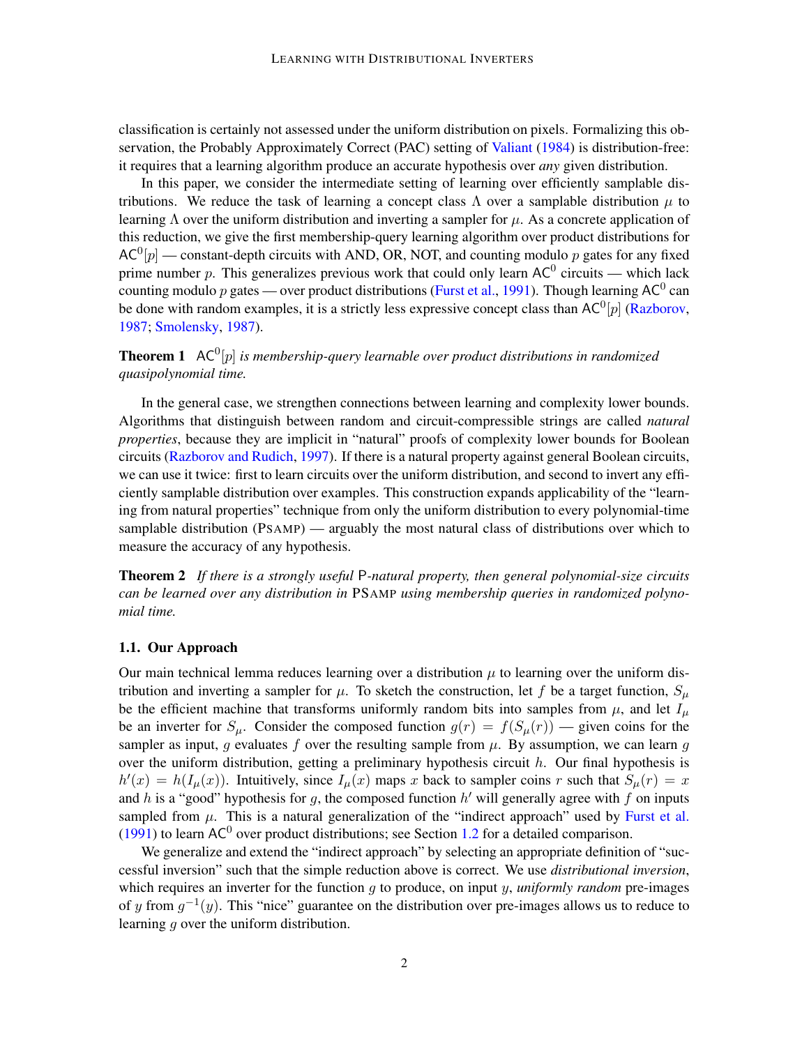classification is certainly not assessed under the uniform distribution on pixels. Formalizing this observation, the Probably Approximately Correct (PAC) setting of Valiant (1984) is distribution-free: it requires that a learning algorithm produce an accurate hypothesis over *any* given distribution.

In this paper, we consider the intermediate setting of learning over efficiently samplable distributions. We reduce the task of learning a concept class $\Lambda$ over a samplable distribution $\mu$ to learning $\Lambda$ over the uniform distribution and inverting a sampler for $\mu$. As a concrete application of this reduction, we give the first membership-query learning algorithm over product distributions for $\mathsf{AC}^0[p]$ — constant-depth circuits with AND, OR, NOT, and counting modulo $p$ gates for any fixed prime number $p$. This generalizes previous work that could only learn $\mathsf{AC}^0$ circuits — which lack counting modulo $p$ gates — over product distributions (Furst et al., 1991). Though learning $\mathsf{AC}^0$ can be done with random examples, it is a strictly less expressive concept class than $\mathsf{AC}^0[p]$ (Razborov, 1987; Smolensky, 1987).

**Theorem 1** *$\mathsf{AC}^0[p]$ is membership-query learnable over product distributions in randomized quasipolynomial time.*

In the general case, we strengthen connections between learning and complexity lower bounds. Algorithms that distinguish between random and circuit-compressible strings are called *natural properties*, because they are implicit in "natural" proofs of complexity lower bounds for Boolean circuits (Razborov and Rudich, 1997). If there is a natural property against general Boolean circuits, we can use it twice: first to learn circuits over the uniform distribution, and second to invert any efficiently samplable distribution over examples. This construction expands applicability of the "learning from natural properties" technique from only the uniform distribution to every polynomial-time samplable distribution (PSAMP) — arguably the most natural class of distributions over which to measure the accuracy of any hypothesis.

**Theorem 2** *If there is a strongly useful* $\mathsf{P}$*-natural property, then general polynomial-size circuits can be learned over any distribution in* PSAMP *using membership queries in randomized polynomial time.*

### 1.1. Our Approach

Our main technical lemma reduces learning over a distribution $\mu$ to learning over the uniform distribution and inverting a sampler for $\mu$. To sketch the construction, let $f$ be a target function, $S_\mu$ be the efficient machine that transforms uniformly random bits into samples from $\mu$, and let $I_\mu$ be an inverter for $S_\mu$. Consider the composed function $g(r) = f(S_\mu(r))$ — given coins for the sampler as input, $g$ evaluates $f$ over the resulting sample from $\mu$. By assumption, we can learn $g$ over the uniform distribution, getting a preliminary hypothesis circuit $h$. Our final hypothesis is $h'(x) = h(I_\mu(x))$. Intuitively, since $I_\mu(x)$ maps $x$ back to sampler coins $r$ such that $S_\mu(r) = x$ and $h$ is a "good" hypothesis for $g$, the composed function $h'$ will generally agree with $f$ on inputs sampled from $\mu$. This is a natural generalization of the "indirect approach" used by Furst et al. (1991) to learn $\mathsf{AC}^0$ over product distributions; see Section 1.2 for a detailed comparison.

We generalize and extend the "indirect approach" by selecting an appropriate definition of "successful inversion" such that the simple reduction above is correct. We use *distributional inversion*, which requires an inverter for the function $g$ to produce, on input $y$, *uniformly random* pre-images of $y$ from $g^{-1}(y)$. This "nice" guarantee on the distribution over pre-images allows us to reduce to learning $g$ over the uniform distribution.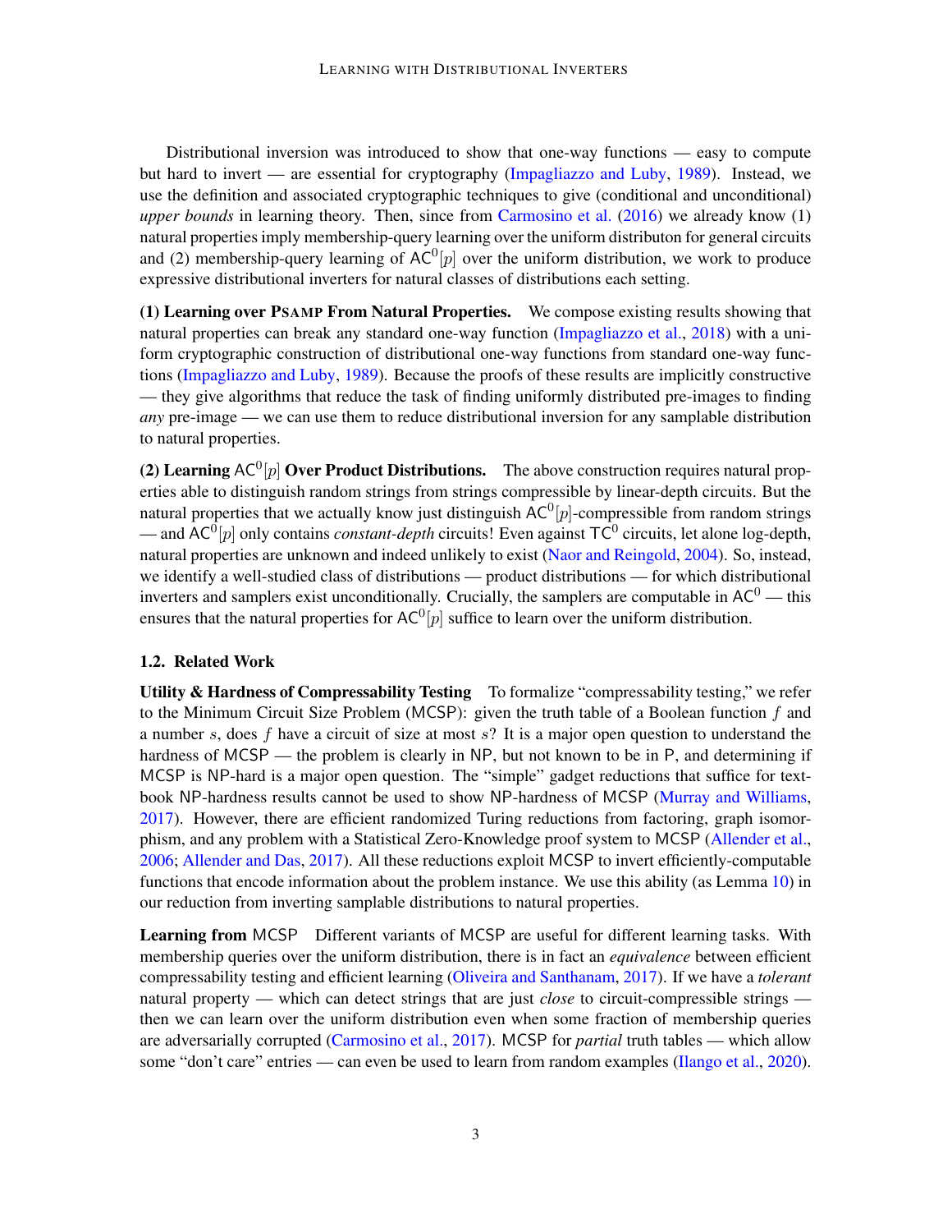Distributional inversion was introduced to show that one-way functions — easy to compute but hard to invert — are essential for cryptography (Impagliazzo and Luby, 1989). Instead, we use the definition and associated cryptographic techniques to give (conditional and unconditional) *upper bounds* in learning theory. Then, since from Carmosino et al. (2016) we already know (1) natural properties imply membership-query learning over the uniform distributon for general circuits and (2) membership-query learning of $\mathsf{AC}^0[p]$ over the uniform distribution, we work to produce expressive distributional inverters for natural classes of distributions each setting.

**(1) Learning over PSAMP From Natural Properties.** We compose existing results showing that natural properties can break any standard one-way function (Impagliazzo et al., 2018) with a uniform cryptographic construction of distributional one-way functions from standard one-way functions (Impagliazzo and Luby, 1989). Because the proofs of these results are implicitly constructive — they give algorithms that reduce the task of finding uniformly distributed pre-images to finding *any* pre-image — we can use them to reduce distributional inversion for any samplable distribution to natural properties.

**(2) Learning $\mathsf{AC}^0[p]$ Over Product Distributions.** The above construction requires natural properties able to distinguish random strings from strings compressible by linear-depth circuits. But the natural properties that we actually know just distinguish $\mathsf{AC}^0[p]$-compressible from random strings — and $\mathsf{AC}^0[p]$ only contains *constant-depth* circuits! Even against $\mathsf{TC}^0$ circuits, let alone log-depth, natural properties are unknown and indeed unlikely to exist (Naor and Reingold, 2004). So, instead, we identify a well-studied class of distributions — product distributions — for which distributional inverters and samplers exist unconditionally. Crucially, the samplers are computable in $\mathsf{AC}^0$ — this ensures that the natural properties for $\mathsf{AC}^0[p]$ suffice to learn over the uniform distribution.

### 1.2. Related Work

**Utility & Hardness of Compressability Testing** To formalize "compressability testing," we refer to the Minimum Circuit Size Problem (MCSP): given the truth table of a Boolean function $f$ and a number $s$, does $f$ have a circuit of size at most $s$? It is a major open question to understand the hardness of MCSP — the problem is clearly in NP, but not known to be in P, and determining if MCSP is NP-hard is a major open question. The "simple" gadget reductions that suffice for textbook NP-hardness results cannot be used to show NP-hardness of MCSP (Murray and Williams, 2017). However, there are efficient randomized Turing reductions from factoring, graph isomorphism, and any problem with a Statistical Zero-Knowledge proof system to MCSP (Allender et al., 2006; Allender and Das, 2017). All these reductions exploit MCSP to invert efficiently-computable functions that encode information about the problem instance. We use this ability (as Lemma 10) in our reduction from inverting samplable distributions to natural properties.

**Learning from MCSP** Different variants of MCSP are useful for different learning tasks. With membership queries over the uniform distribution, there is in fact an *equivalence* between efficient compressability testing and efficient learning (Oliveira and Santhanam, 2017). If we have a *tolerant* natural property — which can detect strings that are just *close* to circuit-compressible strings — then we can learn over the uniform distribution even when some fraction of membership queries are adversarially corrupted (Carmosino et al., 2017). MCSP for *partial* truth tables — which allow some "don't care" entries — can even be used to learn from random examples (Ilango et al., 2020).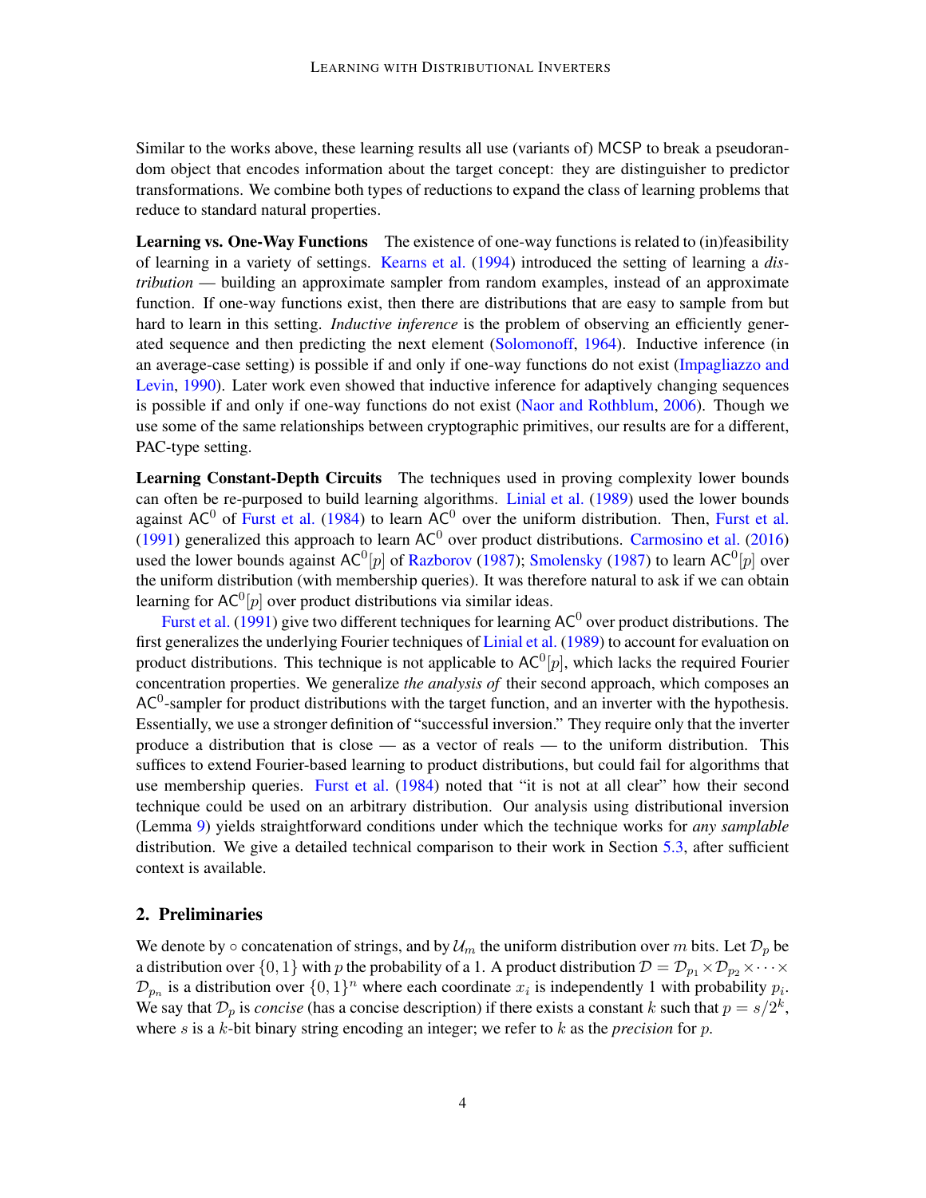Similar to the works above, these learning results all use (variants of) MCSP to break a pseudorandom object that encodes information about the target concept: they are distinguisher to predictor transformations. We combine both types of reductions to expand the class of learning problems that reduce to standard natural properties.

**Learning vs. One-Way Functions** The existence of one-way functions is related to (in)feasibility of learning in a variety of settings. Kearns et al. (1994) introduced the setting of learning a *distribution* — building an approximate sampler from random examples, instead of an approximate function. If one-way functions exist, then there are distributions that are easy to sample from but hard to learn in this setting. *Inductive inference* is the problem of observing an efficiently generated sequence and then predicting the next element (Solomonoff, 1964). Inductive inference (in an average-case setting) is possible if and only if one-way functions do not exist (Impagliazzo and Levin, 1990). Later work even showed that inductive inference for adaptively changing sequences is possible if and only if one-way functions do not exist (Naor and Rothblum, 2006). Though we use some of the same relationships between cryptographic primitives, our results are for a different, PAC-type setting.

**Learning Constant-Depth Circuits** The techniques used in proving complexity lower bounds can often be re-purposed to build learning algorithms. Linial et al. (1989) used the lower bounds against $\mathsf{AC}^0$ of Furst et al. (1984) to learn $\mathsf{AC}^0$ over the uniform distribution. Then, Furst et al. (1991) generalized this approach to learn $\mathsf{AC}^0$ over product distributions. Carmosino et al. (2016) used the lower bounds against $\mathsf{AC}^0[p]$ of Razborov (1987); Smolensky (1987) to learn $\mathsf{AC}^0[p]$ over the uniform distribution (with membership queries). It was therefore natural to ask if we can obtain learning for $\mathsf{AC}^0[p]$ over product distributions via similar ideas.

Furst et al. (1991) give two different techniques for learning $\mathsf{AC}^0$ over product distributions. The first generalizes the underlying Fourier techniques of Linial et al. (1989) to account for evaluation on product distributions. This technique is not applicable to $\mathsf{AC}^0[p]$, which lacks the required Fourier concentration properties. We generalize *the analysis of* their second approach, which composes an $\mathsf{AC}^0$-sampler for product distributions with the target function, and an inverter with the hypothesis. Essentially, we use a stronger definition of "successful inversion." They require only that the inverter produce a distribution that is close — as a vector of reals — to the uniform distribution. This suffices to extend Fourier-based learning to product distributions, but could fail for algorithms that use membership queries. Furst et al. (1984) noted that "it is not at all clear" how their second technique could be used on an arbitrary distribution. Our analysis using distributional inversion (Lemma 9) yields straightforward conditions under which the technique works for *any samplable* distribution. We give a detailed technical comparison to their work in Section 5.3, after sufficient context is available.

## 2. Preliminaries

We denote by $\circ$ concatenation of strings, and by $\mathcal{U}_m$ the uniform distribution over $m$ bits. Let $\mathcal{D}_p$ be a distribution over $\{0,1\}$ with $p$ the probability of a 1. A product distribution $\mathcal{D} = \mathcal{D}_{p_1} \times \mathcal{D}_{p_2} \times \cdots \times \mathcal{D}_{p_n}$ is a distribution over $\{0,1\}^n$ where each coordinate $x_i$ is independently 1 with probability $p_i$. We say that $\mathcal{D}_p$ is *concise* (has a concise description) if there exists a constant $k$ such that $p = s/2^k$, where $s$ is a $k$-bit binary string encoding an integer; we refer to $k$ as the *precision* for $p$.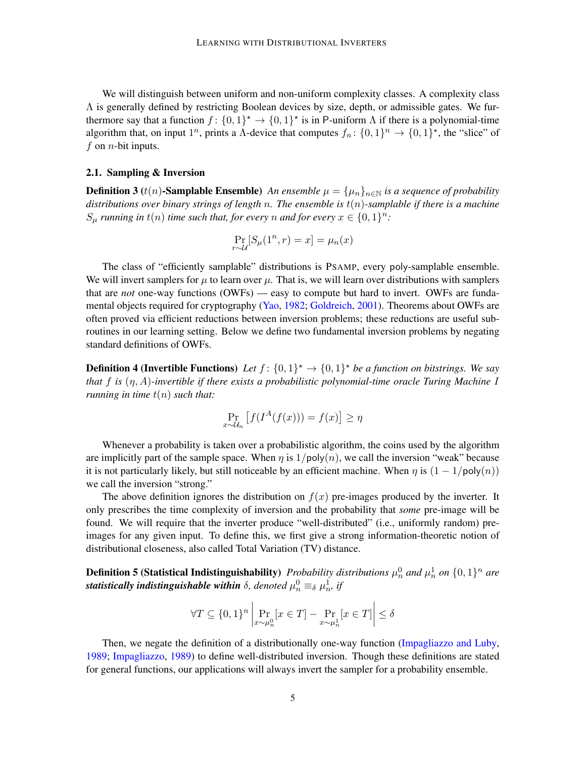We will distinguish between uniform and non-uniform complexity classes. A complexity class $\Lambda$ is generally defined by restricting Boolean devices by size, depth, or admissible gates. We furthermore say that a function $f\colon \{0,1\}^\star \to \{0,1\}^\star$ is in P-uniform $\Lambda$ if there is a polynomial-time algorithm that, on input $1^n$, prints a $\Lambda$-device that computes $f_n\colon \{0,1\}^n \to \{0,1\}^\star$, the "slice" of $f$ on $n$-bit inputs.

## 2.1. Sampling & Inversion

**Definition 3 ($t(n)$-Samplable Ensemble)** *An ensemble $\mu = \{\mu_n\}_{n\in\mathbb{N}}$ is a sequence of probability distributions over binary strings of length $n$. The ensemble is $t(n)$-samplable if there is a machine $S_\mu$ running in $t(n)$ time such that, for every $n$ and for every $x \in \{0,1\}^n$:*

$$\Pr_{r\sim\mathcal{U}}[S_\mu(1^n, r) = x] = \mu_n(x)$$

The class of "efficiently samplable" distributions is PSAMP, every poly-samplable ensemble. We will invert samplers for $\mu$ to learn over $\mu$. That is, we will learn over distributions with samplers that are *not* one-way functions (OWFs) — easy to compute but hard to invert. OWFs are fundamental objects required for cryptography (Yao, 1982; Goldreich, 2001). Theorems about OWFs are often proved via efficient reductions between inversion problems; these reductions are useful subroutines in our learning setting. Below we define two fundamental inversion problems by negating standard definitions of OWFs.

**Definition 4 (Invertible Functions)** *Let $f\colon \{0,1\}^\star \to \{0,1\}^\star$ be a function on bitstrings. We say that $f$ is $(\eta, A)$-invertible if there exists a probabilistic polynomial-time oracle Turing Machine $I$ running in time $t(n)$ such that:*

$$\Pr_{x\sim\mathcal{U}_n}\left[f(I^A(f(x))) = f(x)\right] \geq \eta$$

Whenever a probability is taken over a probabilistic algorithm, the coins used by the algorithm are implicitly part of the sample space. When $\eta$ is $1/\mathsf{poly}(n)$, we call the inversion "weak" because it is not particularly likely, but still noticeable by an efficient machine. When $\eta$ is $(1 - 1/\mathsf{poly}(n))$ we call the inversion "strong."

The above definition ignores the distribution on $f(x)$ pre-images produced by the inverter. It only prescribes the time complexity of inversion and the probability that *some* pre-image will be found. We will require that the inverter produce "well-distributed" (i.e., uniformly random) pre-images for any given input. To define this, we first give a strong information-theoretic notion of distributional closeness, also called Total Variation (TV) distance.

**Definition 5 (Statistical Indistinguishability)** *Probability distributions $\mu_n^0$ and $\mu_n^1$ on $\{0,1\}^n$ are **statistically indistinguishable within** $\delta$, denoted $\mu_n^0 \equiv_\delta \mu_n^1$, if*

$$\forall T \subseteq \{0,1\}^n \left| \Pr_{x\sim\mu_n^0}[x \in T] - \Pr_{x\sim\mu_n^1}[x \in T] \right| \leq \delta$$

Then, we negate the definition of a distributionally one-way function (Impagliazzo and Luby, 1989; Impagliazzo, 1989) to define well-distributed inversion. Though these definitions are stated for general functions, our applications will always invert the sampler for a probability ensemble.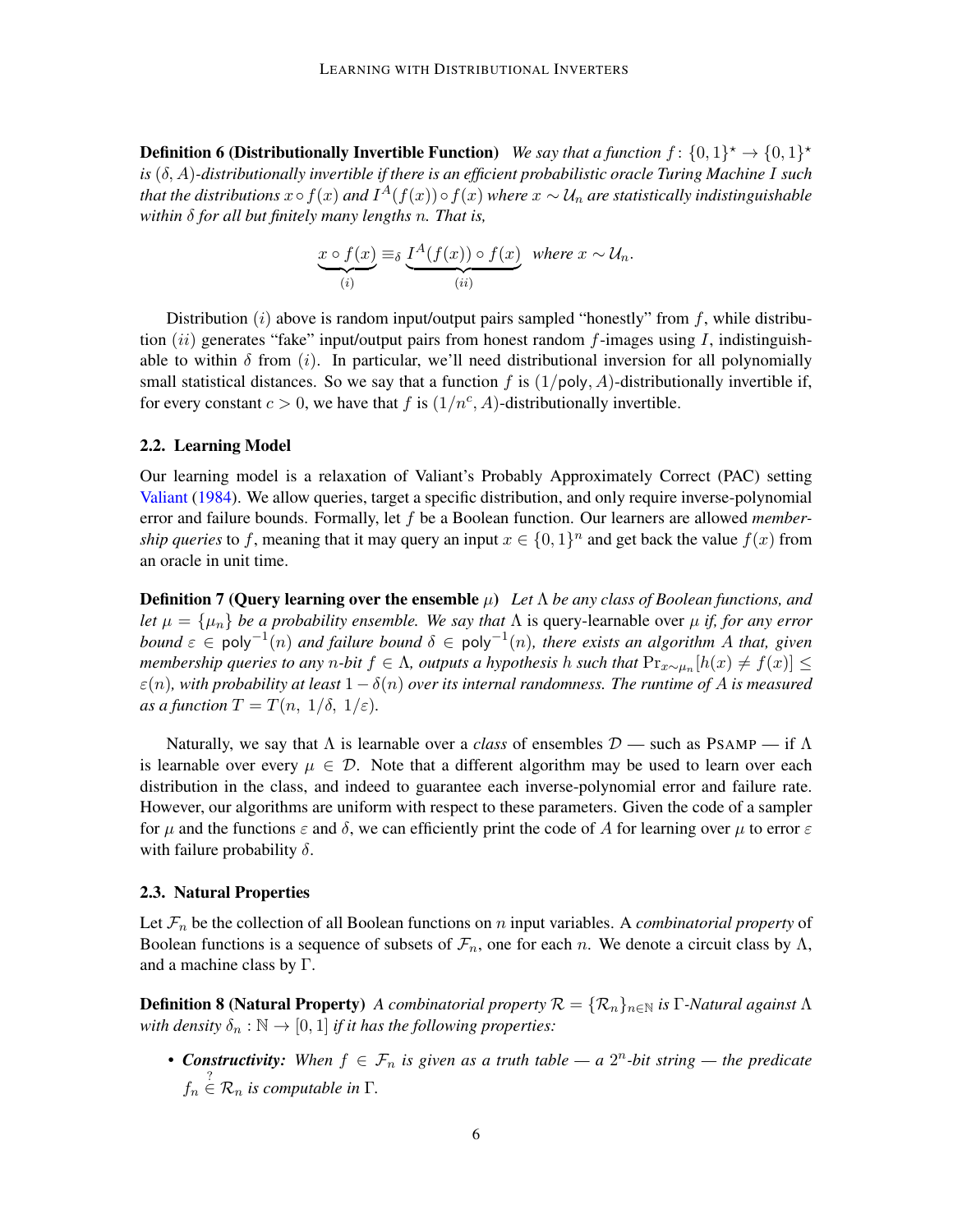**Definition 6 (Distributionally Invertible Function)** *We say that a function $f\colon \{0,1\}^\star \to \{0,1\}^\star$ is $(\delta, A)$-distributionally invertible if there is an efficient probabilistic oracle Turing Machine $I$ such that the distributions $x \circ f(x)$ and $I^A(f(x)) \circ f(x)$ where $x \sim \mathcal{U}_n$ are statistically indistinguishable within $\delta$ for all but finitely many lengths $n$. That is,*

$$\underbrace{x \circ f(x)}_{(i)} \equiv_\delta \underbrace{I^A(f(x)) \circ f(x)}_{(ii)} \quad \text{where } x \sim \mathcal{U}_n.$$

Distribution $(i)$ above is random input/output pairs sampled "honestly" from $f$, while distribution $(ii)$ generates "fake" input/output pairs from honest random $f$-images using $I$, indistinguishable to within $\delta$ from $(i)$. In particular, we'll need distributional inversion for all polynomially small statistical distances. So we say that a function $f$ is $(1/\mathsf{poly}, A)$-distributionally invertible if, for every constant $c > 0$, we have that $f$ is $(1/n^c, A)$-distributionally invertible.

### 2.2. Learning Model

Our learning model is a relaxation of Valiant's Probably Approximately Correct (PAC) setting Valiant (1984). We allow queries, target a specific distribution, and only require inverse-polynomial error and failure bounds. Formally, let $f$ be a Boolean function. Our learners are allowed *membership queries* to $f$, meaning that it may query an input $x \in \{0,1\}^n$ and get back the value $f(x)$ from an oracle in unit time.

**Definition 7 (Query learning over the ensemble $\mu$)** *Let $\Lambda$ be any class of Boolean functions, and let $\mu = \{\mu_n\}$ be a probability ensemble. We say that $\Lambda$ is query-learnable over $\mu$ if, for any error bound $\varepsilon \in \mathsf{poly}^{-1}(n)$ and failure bound $\delta \in \mathsf{poly}^{-1}(n)$, there exists an algorithm $A$ that, given membership queries to any $n$-bit $f \in \Lambda$, outputs a hypothesis $h$ such that $\Pr_{x\sim\mu_n}[h(x) \neq f(x)] \leq \varepsilon(n)$, with probability at least $1 - \delta(n)$ over its internal randomness. The runtime of $A$ is measured as a function $T = T(n,\ 1/\delta,\ 1/\varepsilon)$.*

Naturally, we say that $\Lambda$ is learnable over a *class* of ensembles $\mathcal{D}$ — such as PSAMP — if $\Lambda$ is learnable over every $\mu \in \mathcal{D}$. Note that a different algorithm may be used to learn over each distribution in the class, and indeed to guarantee each inverse-polynomial error and failure rate. However, our algorithms are uniform with respect to these parameters. Given the code of a sampler for $\mu$ and the functions $\varepsilon$ and $\delta$, we can efficiently print the code of $A$ for learning over $\mu$ to error $\varepsilon$ with failure probability $\delta$.

### 2.3. Natural Properties

Let $\mathcal{F}_n$ be the collection of all Boolean functions on $n$ input variables. A *combinatorial property* of Boolean functions is a sequence of subsets of $\mathcal{F}_n$, one for each $n$. We denote a circuit class by $\Lambda$, and a machine class by $\Gamma$.

**Definition 8 (Natural Property)** *A combinatorial property $\mathcal{R} = \{\mathcal{R}_n\}_{n\in\mathbb{N}}$ is $\Gamma$-Natural against $\Lambda$ with density $\delta_n : \mathbb{N} \to [0,1]$ if it has the following properties:*

- ***Constructivity:*** *When $f \in \mathcal{F}_n$ is given as a truth table — a $2^n$-bit string — the predicate $f_n \overset{?}{\in} \mathcal{R}_n$ is computable in $\Gamma$.*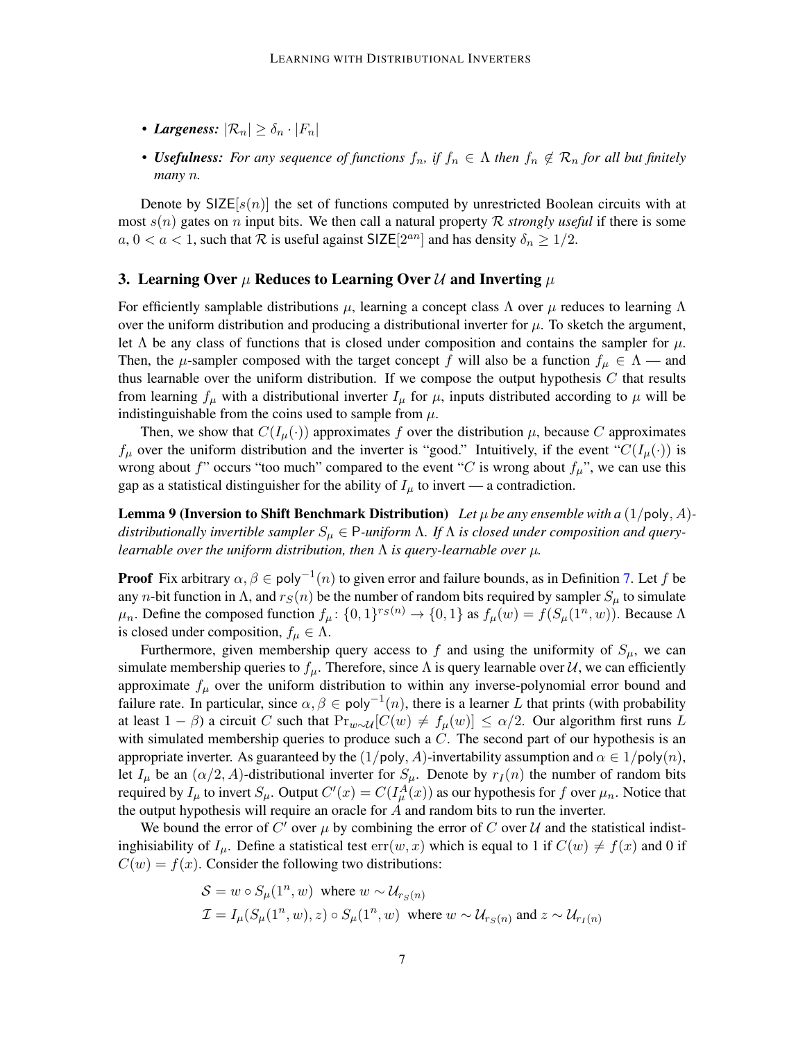- ***Largeness:*** $|\mathcal{R}_n| \geq \delta_n \cdot |F_n|$
- ***Usefulness:*** *For any sequence of functions $f_n$, if $f_n \in \Lambda$ then $f_n \notin \mathcal{R}_n$ for all but finitely many $n$.*

Denote by $\mathsf{SIZE}[s(n)]$ the set of functions computed by unrestricted Boolean circuits with at most $s(n)$ gates on $n$ input bits. We then call a natural property $\mathcal{R}$ *strongly useful* if there is some $a$, $0 < a < 1$, such that $\mathcal{R}$ is useful against $\mathsf{SIZE}[2^{an}]$ and has density $\delta_n \geq 1/2$.

## 3. Learning Over $\mu$ Reduces to Learning Over $\mathcal{U}$ and Inverting $\mu$

For efficiently samplable distributions $\mu$, learning a concept class $\Lambda$ over $\mu$ reduces to learning $\Lambda$ over the uniform distribution and producing a distributional inverter for $\mu$. To sketch the argument, let $\Lambda$ be any class of functions that is closed under composition and contains the sampler for $\mu$. Then, the $\mu$-sampler composed with the target concept $f$ will also be a function $f_\mu \in \Lambda$ — and thus learnable over the uniform distribution. If we compose the output hypothesis $C$ that results from learning $f_\mu$ with a distributional inverter $I_\mu$ for $\mu$, inputs distributed according to $\mu$ will be indistinguishable from the coins used to sample from $\mu$.

Then, we show that $C(I_\mu(\cdot))$ approximates $f$ over the distribution $\mu$, because $C$ approximates $f_\mu$ over the uniform distribution and the inverter is "good." Intuitively, if the event "$C(I_\mu(\cdot))$ is wrong about $f$" occurs "too much" compared to the event "$C$ is wrong about $f_\mu$", we can use this gap as a statistical distinguisher for the ability of $I_\mu$ to invert — a contradiction.

**Lemma 9 (Inversion to Shift Benchmark Distribution)** *Let $\mu$ be any ensemble with a $(1/\mathsf{poly}, A)$-distributionally invertible sampler $S_\mu \in$ P-uniform $\Lambda$. If $\Lambda$ is closed under composition and query-learnable over the uniform distribution, then $\Lambda$ is query-learnable over $\mu$.*

**Proof** Fix arbitrary $\alpha, \beta \in \mathsf{poly}^{-1}(n)$ to given error and failure bounds, as in Definition 7. Let $f$ be any $n$-bit function in $\Lambda$, and $r_S(n)$ be the number of random bits required by sampler $S_\mu$ to simulate $\mu_n$. Define the composed function $f_\mu \colon \{0,1\}^{r_S(n)} \to \{0,1\}$ as $f_\mu(w) = f(S_\mu(1^n, w))$. Because $\Lambda$ is closed under composition, $f_\mu \in \Lambda$.

Furthermore, given membership query access to $f$ and using the uniformity of $S_\mu$, we can simulate membership queries to $f_\mu$. Therefore, since $\Lambda$ is query learnable over $\mathcal{U}$, we can efficiently approximate $f_\mu$ over the uniform distribution to within any inverse-polynomial error bound and failure rate. In particular, since $\alpha, \beta \in \mathsf{poly}^{-1}(n)$, there is a learner $L$ that prints (with probability at least $1 - \beta$) a circuit $C$ such that $\Pr_{w \sim \mathcal{U}}[C(w) \neq f_\mu(w)] \leq \alpha/2$. Our algorithm first runs $L$ with simulated membership queries to produce such a $C$. The second part of our hypothesis is an appropriate inverter. As guaranteed by the $(1/\mathsf{poly}, A)$-invertability assumption and $\alpha \in 1/\mathsf{poly}(n)$, let $I_\mu$ be an $(\alpha/2, A)$-distributional inverter for $S_\mu$. Denote by $r_I(n)$ the number of random bits required by $I_\mu$ to invert $S_\mu$. Output $C'(x) = C(I_\mu^A(x))$ as our hypothesis for $f$ over $\mu_n$. Notice that the output hypothesis will require an oracle for $A$ and random bits to run the inverter.

We bound the error of $C'$ over $\mu$ by combining the error of $C$ over $\mathcal{U}$ and the statistical indistinghisiability of $I_\mu$. Define a statistical test $\mathrm{err}(w, x)$ which is equal to 1 if $C(w) \neq f(x)$ and 0 if $C(w) = f(x)$. Consider the following two distributions:

$$\mathcal{S} = w \circ S_\mu(1^n, w) \text{ where } w \sim \mathcal{U}_{r_S(n)}$$
$$\mathcal{I} = I_\mu(S_\mu(1^n, w), z) \circ S_\mu(1^n, w) \text{ where } w \sim \mathcal{U}_{r_S(n)} \text{ and } z \sim \mathcal{U}_{r_I(n)}$$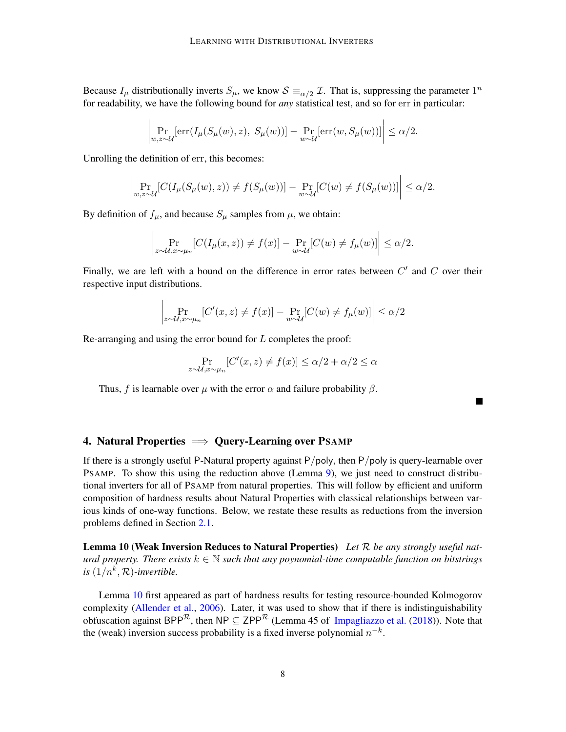Because $I_\mu$ distributionally inverts $S_\mu$, we know $\mathcal{S} \equiv_{\alpha/2} \mathcal{I}$. That is, suppressing the parameter $1^n$ for readability, we have the following bound for *any* statistical test, and so for err in particular:

$$\left| \Pr_{w,z\sim\mathcal{U}}[\mathrm{err}(I_\mu(S_\mu(w), z),\ S_\mu(w))] - \Pr_{w\sim\mathcal{U}}[\mathrm{err}(w, S_\mu(w))] \right| \leq \alpha/2.$$

Unrolling the definition of err, this becomes:

$$\left| \Pr_{w,z\sim\mathcal{U}}[C(I_\mu(S_\mu(w), z)) \neq f(S_\mu(w))] - \Pr_{w\sim\mathcal{U}}[C(w) \neq f(S_\mu(w))] \right| \leq \alpha/2.$$

By definition of $f_\mu$, and because $S_\mu$ samples from $\mu$, we obtain:

$$\left| \Pr_{z\sim\mathcal{U}, x\sim\mu_n}[C(I_\mu(x, z)) \neq f(x)] - \Pr_{w\sim\mathcal{U}}[C(w) \neq f_\mu(w)] \right| \leq \alpha/2.$$

Finally, we are left with a bound on the difference in error rates between $C'$ and $C$ over their respective input distributions.

$$\left| \Pr_{z\sim\mathcal{U}, x\sim\mu_n}[C'(x, z) \neq f(x)] - \Pr_{w\sim\mathcal{U}}[C(w) \neq f_\mu(w)] \right| \leq \alpha/2$$

Re-arranging and using the error bound for $L$ completes the proof:

$$\Pr_{z\sim\mathcal{U}, x\sim\mu_n}[C'(x, z) \neq f(x)] \leq \alpha/2 + \alpha/2 \leq \alpha$$

Thus, $f$ is learnable over $\mu$ with the error $\alpha$ and failure probability $\beta$. ■

## 4. Natural Properties $\implies$ Query-Learning over PSAMP

If there is a strongly useful P-Natural property against P/poly, then P/poly is query-learnable over PSAMP. To show this using the reduction above (Lemma 9), we just need to construct distributional inverters for all of PSAMP from natural properties. This will follow by efficient and uniform composition of hardness results about Natural Properties with classical relationships between various kinds of one-way functions. Below, we restate these results as reductions from the inversion problems defined in Section 2.1.

**Lemma 10 (Weak Inversion Reduces to Natural Properties)** *Let $\mathcal{R}$ be any strongly useful natural property. There exists $k \in \mathbb{N}$ such that any poynomial-time computable function on bitstrings is $(1/n^k, \mathcal{R})$-invertible.*

Lemma 10 first appeared as part of hardness results for testing resource-bounded Kolmogorov complexity (Allender et al., 2006). Later, it was used to show that if there is indistinguishability obfuscation against $\mathsf{BPP}^{\mathcal{R}}$, then $\mathsf{NP} \subseteq \mathsf{ZPP}^{\mathcal{R}}$ (Lemma 45 of Impagliazzo et al. (2018)). Note that the (weak) inversion success probability is a fixed inverse polynomial $n^{-k}$.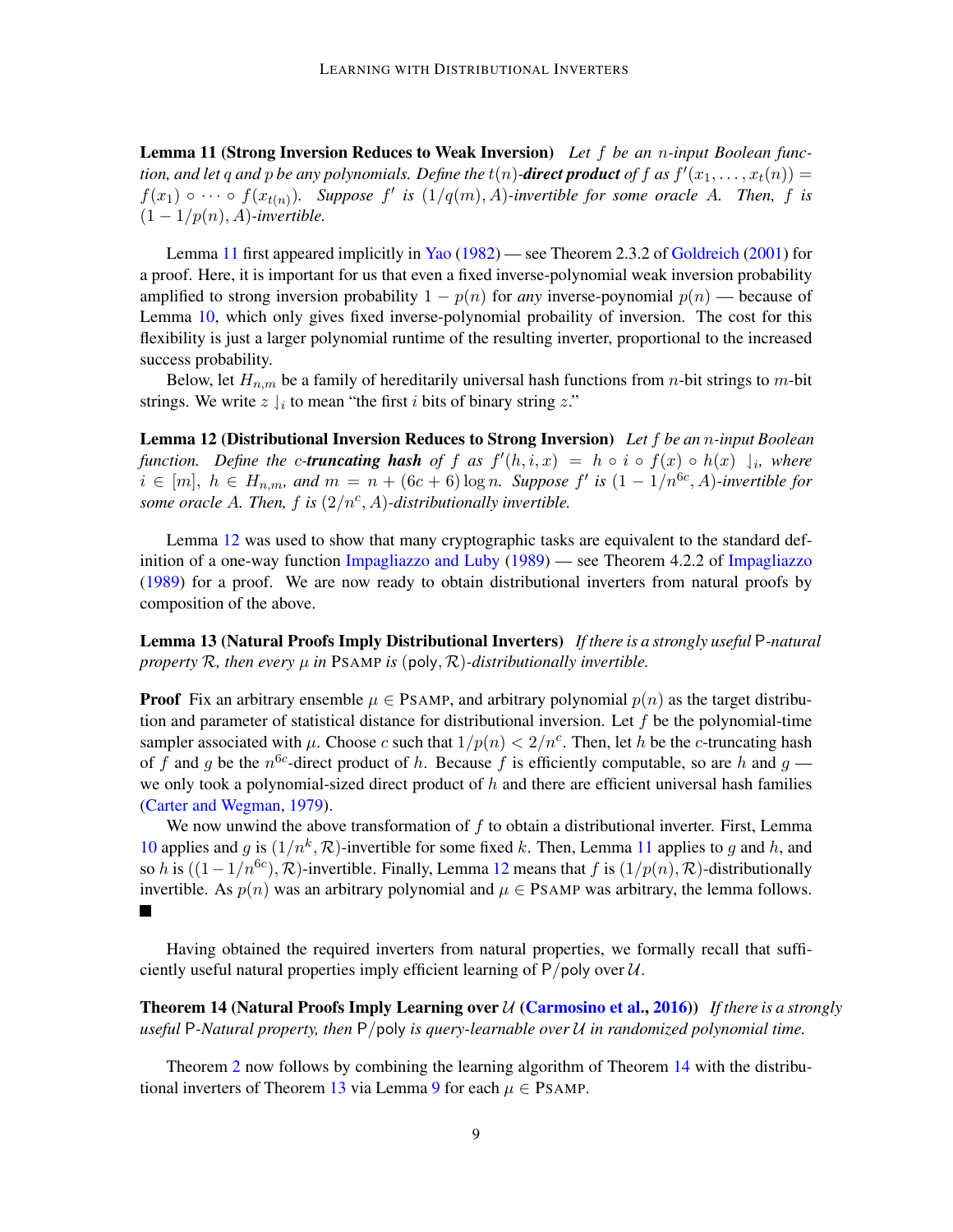**Lemma 11 (Strong Inversion Reduces to Weak Inversion)** *Let $f$ be an $n$-input Boolean function, and let $q$ and $p$ be any polynomials. Define the $t(n)$-**direct product** of $f$ as $f'(x_1, \ldots, x_t(n)) = f(x_1) \circ \cdots \circ f(x_{t(n)})$. Suppose $f'$ is $(1/q(m), A)$-invertible for some oracle $A$. Then, $f$ is $(1 - 1/p(n), A)$-invertible.*

Lemma 11 first appeared implicitly in Yao (1982) — see Theorem 2.3.2 of Goldreich (2001) for a proof. Here, it is important for us that even a fixed inverse-polynomial weak inversion probability amplified to strong inversion probability $1 - p(n)$ for *any* inverse-poynomial $p(n)$ — because of Lemma 10, which only gives fixed inverse-polynomial probaility of inversion. The cost for this flexibility is just a larger polynomial runtime of the resulting inverter, proportional to the increased success probability.

Below, let $H_{n,m}$ be a family of hereditarily universal hash functions from $n$-bit strings to $m$-bit strings. We write $z \downarrow_i$ to mean "the first $i$ bits of binary string $z$."

**Lemma 12 (Distributional Inversion Reduces to Strong Inversion)** *Let $f$ be an $n$-input Boolean function. Define the $c$-**truncating hash** of $f$ as $f'(h, i, x) = h \circ i \circ f(x) \circ h(x) \downarrow_i$, where $i \in [m]$, $h \in H_{n,m}$, and $m = n + (6c + 6)\log n$. Suppose $f'$ is $(1 - 1/n^{6c}, A)$-invertible for some oracle $A$. Then, $f$ is $(2/n^c, A)$-distributionally invertible.*

Lemma 12 was used to show that many cryptographic tasks are equivalent to the standard definition of a one-way function Impagliazzo and Luby (1989) — see Theorem 4.2.2 of Impagliazzo (1989) for a proof. We are now ready to obtain distributional inverters from natural proofs by composition of the above.

**Lemma 13 (Natural Proofs Imply Distributional Inverters)** *If there is a strongly useful $\mathsf{P}$-natural property $\mathcal{R}$, then every $\mu$ in* PSAMP *is $(\mathsf{poly}, \mathcal{R})$-distributionally invertible.*

**Proof** Fix an arbitrary ensemble $\mu \in$ PSAMP, and arbitrary polynomial $p(n)$ as the target distribution and parameter of statistical distance for distributional inversion. Let $f$ be the polynomial-time sampler associated with $\mu$. Choose $c$ such that $1/p(n) < 2/n^c$. Then, let $h$ be the $c$-truncating hash of $f$ and $g$ be the $n^{6c}$-direct product of $h$. Because $f$ is efficiently computable, so are $h$ and $g$ — we only took a polynomial-sized direct product of $h$ and there are efficient universal hash families (Carter and Wegman, 1979).

We now unwind the above transformation of $f$ to obtain a distributional inverter. First, Lemma 10 applies and $g$ is $(1/n^k, \mathcal{R})$-invertible for some fixed $k$. Then, Lemma 11 applies to $g$ and $h$, and so $h$ is $((1 - 1/n^{6c}), \mathcal{R})$-invertible. Finally, Lemma 12 means that $f$ is $(1/p(n), \mathcal{R})$-distributionally invertible. As $p(n)$ was an arbitrary polynomial and $\mu \in$ PSAMP was arbitrary, the lemma follows. ∎

Having obtained the required inverters from natural properties, we formally recall that sufficiently useful natural properties imply efficient learning of $\mathsf{P}/\mathsf{poly}$ over $\mathcal{U}$.

**Theorem 14 (Natural Proofs Imply Learning over $\mathcal{U}$ (Carmosino et al., 2016))** *If there is a strongly useful $\mathsf{P}$-Natural property, then $\mathsf{P}/\mathsf{poly}$ is query-learnable over $\mathcal{U}$ in randomized polynomial time.*

Theorem 2 now follows by combining the learning algorithm of Theorem 14 with the distributional inverters of Theorem 13 via Lemma 9 for each $\mu \in$ PSAMP.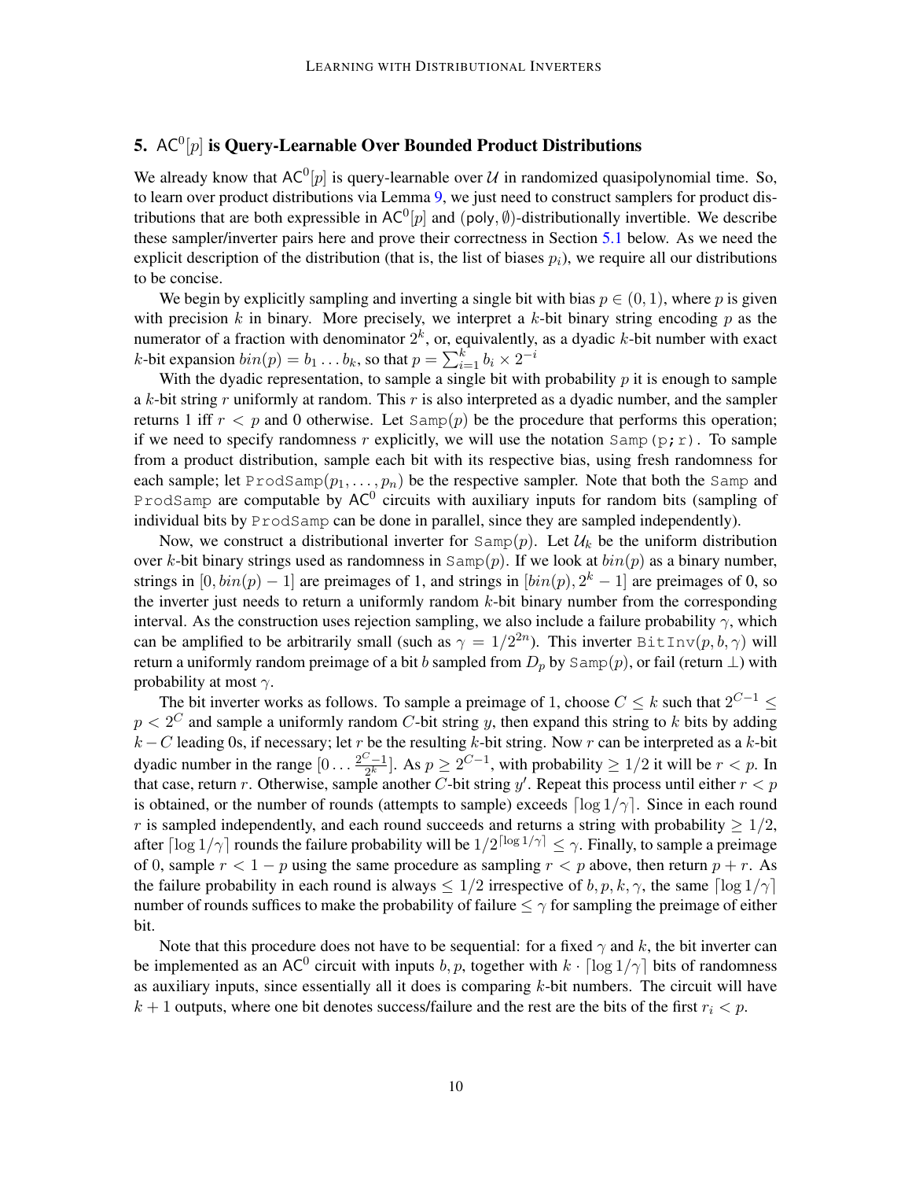## 5. $\mathsf{AC}^0[p]$ is Query-Learnable Over Bounded Product Distributions

We already know that $\mathsf{AC}^0[p]$ is query-learnable over $\mathcal{U}$ in randomized quasipolynomial time. So, to learn over product distributions via Lemma 9, we just need to construct samplers for product distributions that are both expressible in $\mathsf{AC}^0[p]$ and $(\mathsf{poly}, \emptyset)$-distributionally invertible. We describe these sampler/inverter pairs here and prove their correctness in Section 5.1 below. As we need the explicit description of the distribution (that is, the list of biases $p_i$), we require all our distributions to be concise.

We begin by explicitly sampling and inverting a single bit with bias $p \in (0, 1)$, where $p$ is given with precision $k$ in binary. More precisely, we interpret a $k$-bit binary string encoding $p$ as the numerator of a fraction with denominator $2^k$, or, equivalently, as a dyadic $k$-bit number with exact $k$-bit expansion $bin(p) = b_1 \dots b_k$, so that $p = \sum_{i=1}^{k} b_i \times 2^{-i}$

With the dyadic representation, to sample a single bit with probability $p$ it is enough to sample a $k$-bit string $r$ uniformly at random. This $r$ is also interpreted as a dyadic number, and the sampler returns 1 iff $r < p$ and 0 otherwise. Let $\mathtt{Samp}(p)$ be the procedure that performs this operation; if we need to specify randomness $r$ explicitly, we will use the notation $\mathtt{Samp(p;r)}$. To sample from a product distribution, sample each bit with its respective bias, using fresh randomness for each sample; let $\mathtt{ProdSamp}(p_1, \dots, p_n)$ be the respective sampler. Note that both the $\mathtt{Samp}$ and $\mathtt{ProdSamp}$ are computable by $\mathsf{AC}^0$ circuits with auxiliary inputs for random bits (sampling of individual bits by $\mathtt{ProdSamp}$ can be done in parallel, since they are sampled independently).

Now, we construct a distributional inverter for $\mathtt{Samp}(p)$. Let $\mathcal{U}_k$ be the uniform distribution over $k$-bit binary strings used as randomness in $\mathtt{Samp}(p)$. If we look at $bin(p)$ as a binary number, strings in $[0, bin(p) - 1]$ are preimages of 1, and strings in $[bin(p), 2^k - 1]$ are preimages of 0, so the inverter just needs to return a uniformly random $k$-bit binary number from the corresponding interval. As the construction uses rejection sampling, we also include a failure probability $\gamma$, which can be amplified to be arbitrarily small (such as $\gamma = 1/2^{2n}$). This inverter $\mathtt{BitInv}(p, b, \gamma)$ will return a uniformly random preimage of a bit $b$ sampled from $D_p$ by $\mathtt{Samp}(p)$, or fail (return $\perp$) with probability at most $\gamma$.

The bit inverter works as follows. To sample a preimage of 1, choose $C \leq k$ such that $2^{C-1} \leq p < 2^C$ and sample a uniformly random $C$-bit string $y$, then expand this string to $k$ bits by adding $k - C$ leading 0s, if necessary; let $r$ be the resulting $k$-bit string. Now $r$ can be interpreted as a $k$-bit dyadic number in the range $[0 \dots \frac{2^C - 1}{2^k}]$. As $p \geq 2^{C-1}$, with probability $\geq 1/2$ it will be $r < p$. In that case, return $r$. Otherwise, sample another $C$-bit string $y'$. Repeat this process until either $r < p$ is obtained, or the number of rounds (attempts to sample) exceeds $\lceil \log 1/\gamma \rceil$. Since in each round $r$ is sampled independently, and each round succeeds and returns a string with probability $\geq 1/2$, after $\lceil \log 1/\gamma \rceil$ rounds the failure probability will be $1/2^{\lceil \log 1/\gamma \rceil} \leq \gamma$. Finally, to sample a preimage of 0, sample $r < 1 - p$ using the same procedure as sampling $r < p$ above, then return $p + r$. As the failure probability in each round is always $\leq 1/2$ irrespective of $b, p, k, \gamma$, the same $\lceil \log 1/\gamma \rceil$ number of rounds suffices to make the probability of failure $\leq \gamma$ for sampling the preimage of either bit.

Note that this procedure does not have to be sequential: for a fixed $\gamma$ and $k$, the bit inverter can be implemented as an $\mathsf{AC}^0$ circuit with inputs $b, p$, together with $k \cdot \lceil \log 1/\gamma \rceil$ bits of randomness as auxiliary inputs, since essentially all it does is comparing $k$-bit numbers. The circuit will have $k + 1$ outputs, where one bit denotes success/failure and the rest are the bits of the first $r_i < p$.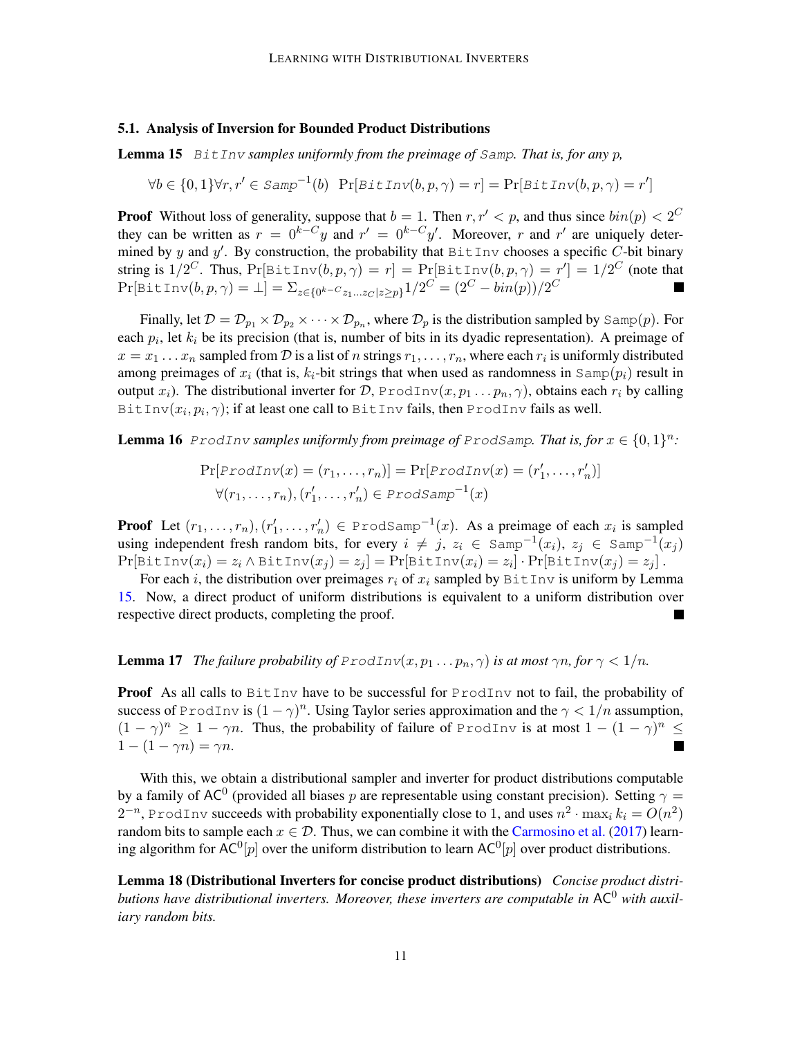### 5.1. Analysis of Inversion for Bounded Product Distributions

**Lemma 15** *`BitInv` samples uniformly from the preimage of `Samp`. That is, for any $p$,*

$$\forall b \in \{0,1\} \forall r, r' \in \mathtt{Samp}^{-1}(b) \;\; \Pr[\mathtt{BitInv}(b,p,\gamma) = r] = \Pr[\mathtt{BitInv}(b,p,\gamma) = r']$$

**Proof** Without loss of generality, suppose that $b = 1$. Then $r, r' < p$, and thus since $bin(p) < 2^C$ they can be written as $r = 0^{k-C}y$ and $r' = 0^{k-C}y'$. Moreover, $r$ and $r'$ are uniquely determined by $y$ and $y'$. By construction, the probability that `BitInv` chooses a specific $C$-bit binary string is $1/2^C$. Thus, $\Pr[\mathtt{BitInv}(b,p,\gamma) = r] = \Pr[\mathtt{BitInv}(b,p,\gamma) = r'] = 1/2^C$ (note that $\Pr[\mathtt{BitInv}(b,p,\gamma) = \perp] = \Sigma_{z \in \{0^{k-C}z_1 \ldots z_C | z \geq p\}} 1/2^C = (2^C - bin(p))/2^C$ ■

Finally, let $\mathcal{D} = \mathcal{D}_{p_1} \times \mathcal{D}_{p_2} \times \cdots \times \mathcal{D}_{p_n}$, where $\mathcal{D}_p$ is the distribution sampled by `Samp`$(p)$. For each $p_i$, let $k_i$ be its precision (that is, number of bits in its dyadic representation). A preimage of $x = x_1 \ldots x_n$ sampled from $\mathcal{D}$ is a list of $n$ strings $r_1, \ldots, r_n$, where each $r_i$ is uniformly distributed among preimages of $x_i$ (that is, $k_i$-bit strings that when used as randomness in `Samp`$(p_i)$ result in output $x_i$). The distributional inverter for $\mathcal{D}$, `ProdInv`$(x, p_1 \ldots p_n, \gamma)$, obtains each $r_i$ by calling `BitInv`$(x_i, p_i, \gamma)$; if at least one call to `BitInv` fails, then `ProdInv` fails as well.

**Lemma 16** *`ProdInv` samples uniformly from preimage of `ProdSamp`. That is, for $x \in \{0,1\}^n$:*

$$\Pr[\mathtt{ProdInv}(x) = (r_1, \ldots, r_n)] = \Pr[\mathtt{ProdInv}(x) = (r'_1, \ldots, r'_n)]$$
$$\forall (r_1, \ldots, r_n), (r'_1, \ldots, r'_n) \in \mathtt{ProdSamp}^{-1}(x)$$

**Proof** Let $(r_1, \ldots, r_n), (r'_1, \ldots, r'_n) \in \mathtt{ProdSamp}^{-1}(x)$. As a preimage of each $x_i$ is sampled using independent fresh random bits, for every $i \neq j$, $z_i \in \mathtt{Samp}^{-1}(x_i)$, $z_j \in \mathtt{Samp}^{-1}(x_j)$ $\Pr[\mathtt{BitInv}(x_i) = z_i \wedge \mathtt{BitInv}(x_j) = z_j] = \Pr[\mathtt{BitInv}(x_i) = z_i] \cdot \Pr[\mathtt{BitInv}(x_j) = z_j]$.

For each $i$, the distribution over preimages $r_i$ of $x_i$ sampled by `BitInv` is uniform by Lemma 15. Now, a direct product of uniform distributions is equivalent to a uniform distribution over respective direct products, completing the proof. ■

**Lemma 17** *The failure probability of `ProdInv`$(x, p_1 \ldots p_n, \gamma)$ is at most $\gamma n$, for $\gamma < 1/n$.*

**Proof** As all calls to `BitInv` have to be successful for `ProdInv` not to fail, the probability of success of `ProdInv` is $(1-\gamma)^n$. Using Taylor series approximation and the $\gamma < 1/n$ assumption, $(1-\gamma)^n \geq 1 - \gamma n$. Thus, the probability of failure of `ProdInv` is at most $1 - (1-\gamma)^n \leq 1 - (1 - \gamma n) = \gamma n$. ■

With this, we obtain a distributional sampler and inverter for product distributions computable by a family of $\mathsf{AC}^0$ (provided all biases $p$ are representable using constant precision). Setting $\gamma = 2^{-n}$, `ProdInv` succeeds with probability exponentially close to 1, and uses $n^2 \cdot \max_i k_i = O(n^2)$ random bits to sample each $x \in \mathcal{D}$. Thus, we can combine it with the Carmosino et al. (2017) learning algorithm for $\mathsf{AC}^0[p]$ over the uniform distribution to learn $\mathsf{AC}^0[p]$ over product distributions.

**Lemma 18 (Distributional Inverters for concise product distributions)** *Concise product distributions have distributional inverters. Moreover, these inverters are computable in $\mathsf{AC}^0$ with auxiliary random bits.*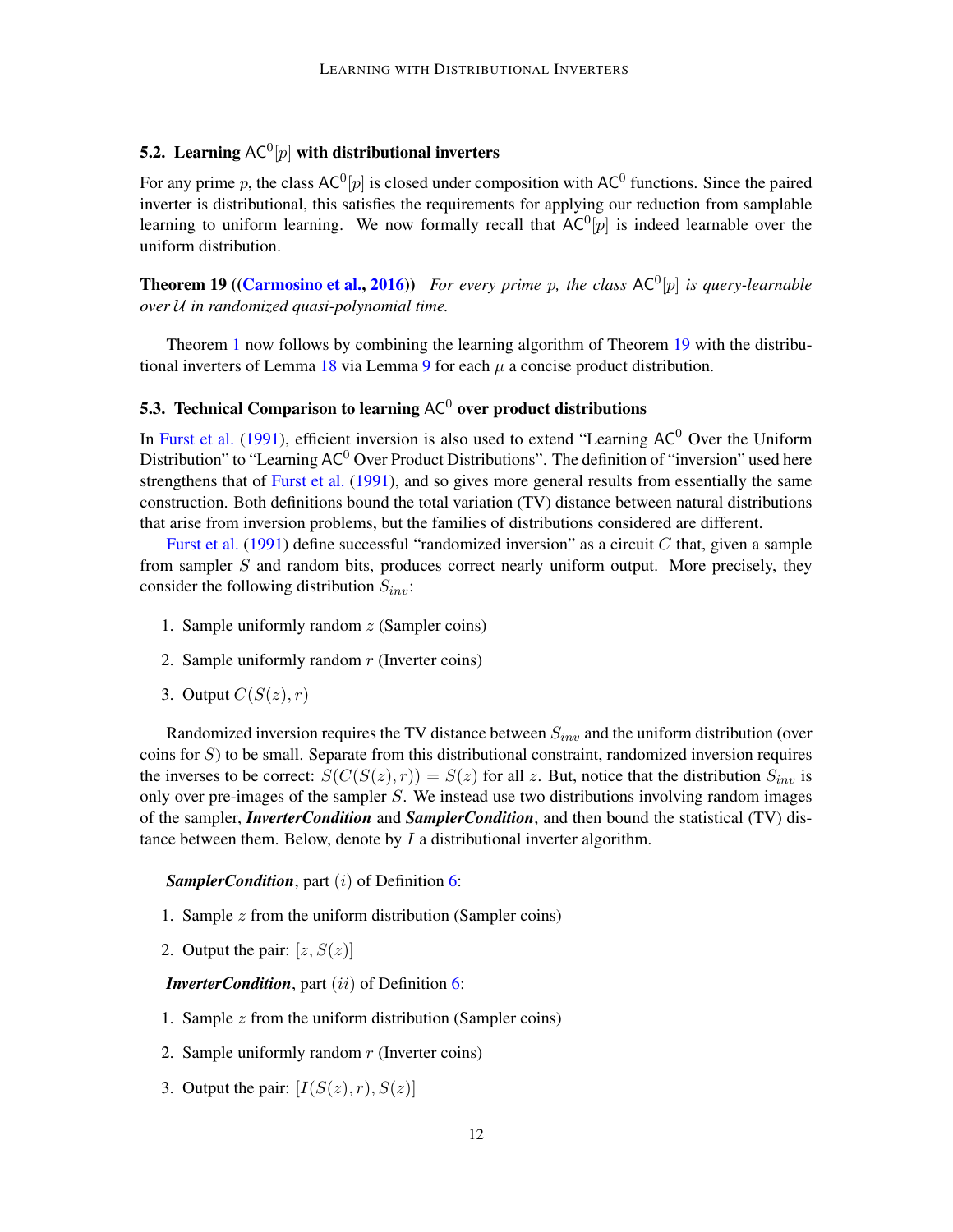### 5.2. Learning $\mathsf{AC}^0[p]$ with distributional inverters

For any prime $p$, the class $\mathsf{AC}^0[p]$ is closed under composition with $\mathsf{AC}^0$ functions. Since the paired inverter is distributional, this satisfies the requirements for applying our reduction from samplable learning to uniform learning. We now formally recall that $\mathsf{AC}^0[p]$ is indeed learnable over the uniform distribution.

**Theorem 19 ((Carmosino et al., 2016))** *For every prime $p$, the class $\mathsf{AC}^0[p]$ is query-learnable over $\mathcal{U}$ in randomized quasi-polynomial time.*

Theorem 1 now follows by combining the learning algorithm of Theorem 19 with the distributional inverters of Lemma 18 via Lemma 9 for each $\mu$ a concise product distribution.

### 5.3. Technical Comparison to learning $\mathsf{AC}^0$ over product distributions

In Furst et al. (1991), efficient inversion is also used to extend "Learning $\mathsf{AC}^0$ Over the Uniform Distribution" to "Learning $\mathsf{AC}^0$ Over Product Distributions". The definition of "inversion" used here strengthens that of Furst et al. (1991), and so gives more general results from essentially the same construction. Both definitions bound the total variation (TV) distance between natural distributions that arise from inversion problems, but the families of distributions considered are different.

Furst et al. (1991) define successful "randomized inversion" as a circuit $C$ that, given a sample from sampler $S$ and random bits, produces correct nearly uniform output. More precisely, they consider the following distribution $S_{inv}$:

1. Sample uniformly random $z$ (Sampler coins)
2. Sample uniformly random $r$ (Inverter coins)
3. Output $C(S(z), r)$

Randomized inversion requires the TV distance between $S_{inv}$ and the uniform distribution (over coins for $S$) to be small. Separate from this distributional constraint, randomized inversion requires the inverses to be correct: $S(C(S(z), r)) = S(z)$ for all $z$. But, notice that the distribution $S_{inv}$ is only over pre-images of the sampler $S$. We instead use two distributions involving random images of the sampler, ***InverterCondition*** and ***SamplerCondition***, and then bound the statistical (TV) distance between them. Below, denote by $I$ a distributional inverter algorithm.

***SamplerCondition***, part $(i)$ of Definition 6:

1. Sample $z$ from the uniform distribution (Sampler coins)
2. Output the pair: $[z, S(z)]$

***InverterCondition***, part $(ii)$ of Definition 6:

1. Sample $z$ from the uniform distribution (Sampler coins)
2. Sample uniformly random $r$ (Inverter coins)
3. Output the pair: $[I(S(z), r), S(z)]$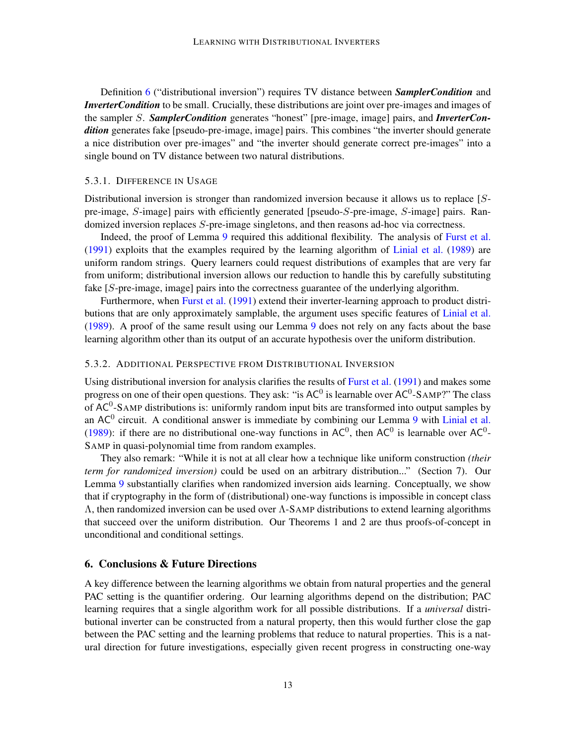Definition 6 ("distributional inversion") requires TV distance between ***SamplerCondition*** and ***InverterCondition*** to be small. Crucially, these distributions are joint over pre-images and images of the sampler $S$. ***SamplerCondition*** generates "honest" [pre-image, image] pairs, and ***InverterCondition*** generates fake [pseudo-pre-image, image] pairs. This combines "the inverter should generate a nice distribution over pre-images" and "the inverter should generate correct pre-images" into a single bound on TV distance between two natural distributions.

### 5.3.1. Difference in Usage

Distributional inversion is stronger than randomized inversion because it allows us to replace [$S$-pre-image, $S$-image] pairs with efficiently generated [pseudo-$S$-pre-image, $S$-image] pairs. Randomized inversion replaces $S$-pre-image singletons, and then reasons ad-hoc via correctness.

Indeed, the proof of Lemma 9 required this additional flexibility. The analysis of Furst et al. (1991) exploits that the examples required by the learning algorithm of Linial et al. (1989) are uniform random strings. Query learners could request distributions of examples that are very far from uniform; distributional inversion allows our reduction to handle this by carefully substituting fake [$S$-pre-image, image] pairs into the correctness guarantee of the underlying algorithm.

Furthermore, when Furst et al. (1991) extend their inverter-learning approach to product distributions that are only approximately samplable, the argument uses specific features of Linial et al. (1989). A proof of the same result using our Lemma 9 does not rely on any facts about the base learning algorithm other than its output of an accurate hypothesis over the uniform distribution.

### 5.3.2. Additional Perspective from Distributional Inversion

Using distributional inversion for analysis clarifies the results of Furst et al. (1991) and makes some progress on one of their open questions. They ask: "is $\mathsf{AC}^0$ is learnable over $\mathsf{AC}^0$-SAMP?" The class of $\mathsf{AC}^0$-SAMP distributions is: uniformly random input bits are transformed into output samples by an $\mathsf{AC}^0$ circuit. A conditional answer is immediate by combining our Lemma 9 with Linial et al. (1989): if there are no distributional one-way functions in $\mathsf{AC}^0$, then $\mathsf{AC}^0$ is learnable over $\mathsf{AC}^0$-SAMP in quasi-polynomial time from random examples.

They also remark: "While it is not at all clear how a technique like uniform construction *(their term for randomized inversion)* could be used on an arbitrary distribution..." (Section 7). Our Lemma 9 substantially clarifies when randomized inversion aids learning. Conceptually, we show that if cryptography in the form of (distributional) one-way functions is impossible in concept class $\Lambda$, then randomized inversion can be used over $\Lambda$-SAMP distributions to extend learning algorithms that succeed over the uniform distribution. Our Theorems 1 and 2 are thus proofs-of-concept in unconditional and conditional settings.

## 6. Conclusions & Future Directions

A key difference between the learning algorithms we obtain from natural properties and the general PAC setting is the quantifier ordering. Our learning algorithms depend on the distribution; PAC learning requires that a single algorithm work for all possible distributions. If a *universal* distributional inverter can be constructed from a natural property, then this would further close the gap between the PAC setting and the learning problems that reduce to natural properties. This is a natural direction for future investigations, especially given recent progress in constructing one-way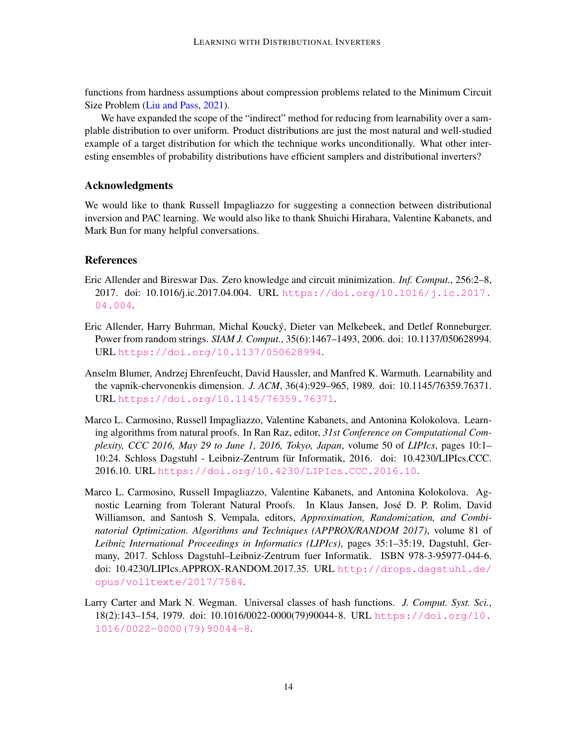functions from hardness assumptions about compression problems related to the Minimum Circuit Size Problem (Liu and Pass, 2021).

We have expanded the scope of the "indirect" method for reducing from learnability over a samplable distribution to over uniform. Product distributions are just the most natural and well-studied example of a target distribution for which the technique works unconditionally. What other interesting ensembles of probability distributions have efficient samplers and distributional inverters?

## Acknowledgments

We would like to thank Russell Impagliazzo for suggesting a connection between distributional inversion and PAC learning. We would also like to thank Shuichi Hirahara, Valentine Kabanets, and Mark Bun for many helpful conversations.

## References

Eric Allender and Bireswar Das. Zero knowledge and circuit minimization. *Inf. Comput.*, 256:2–8, 2017. doi: 10.1016/j.ic.2017.04.004. URL https://doi.org/10.1016/j.ic.2017.04.004.

Eric Allender, Harry Buhrman, Michal Koucký, Dieter van Melkebeek, and Detlef Ronneburger. Power from random strings. *SIAM J. Comput.*, 35(6):1467–1493, 2006. doi: 10.1137/050628994. URL https://doi.org/10.1137/050628994.

Anselm Blumer, Andrzej Ehrenfeucht, David Haussler, and Manfred K. Warmuth. Learnability and the vapnik-chervonenkis dimension. *J. ACM*, 36(4):929–965, 1989. doi: 10.1145/76359.76371. URL https://doi.org/10.1145/76359.76371.

Marco L. Carmosino, Russell Impagliazzo, Valentine Kabanets, and Antonina Kolokolova. Learning algorithms from natural proofs. In Ran Raz, editor, *31st Conference on Computational Complexity, CCC 2016, May 29 to June 1, 2016, Tokyo, Japan*, volume 50 of *LIPIcs*, pages 10:1–10:24. Schloss Dagstuhl - Leibniz-Zentrum für Informatik, 2016. doi: 10.4230/LIPIcs.CCC.2016.10. URL https://doi.org/10.4230/LIPIcs.CCC.2016.10.

Marco L. Carmosino, Russell Impagliazzo, Valentine Kabanets, and Antonina Kolokolova. Agnostic Learning from Tolerant Natural Proofs. In Klaus Jansen, José D. P. Rolim, David Williamson, and Santosh S. Vempala, editors, *Approximation, Randomization, and Combinatorial Optimization. Algorithms and Techniques (APPROX/RANDOM 2017)*, volume 81 of *Leibniz International Proceedings in Informatics (LIPIcs)*, pages 35:1–35:19, Dagstuhl, Germany, 2017. Schloss Dagstuhl–Leibniz-Zentrum fuer Informatik. ISBN 978-3-95977-044-6. doi: 10.4230/LIPIcs.APPROX-RANDOM.2017.35. URL http://drops.dagstuhl.de/opus/volltexte/2017/7584.

Larry Carter and Mark N. Wegman. Universal classes of hash functions. *J. Comput. Syst. Sci.*, 18(2):143–154, 1979. doi: 10.1016/0022-0000(79)90044-8. URL https://doi.org/10.1016/0022-0000(79)90044-8.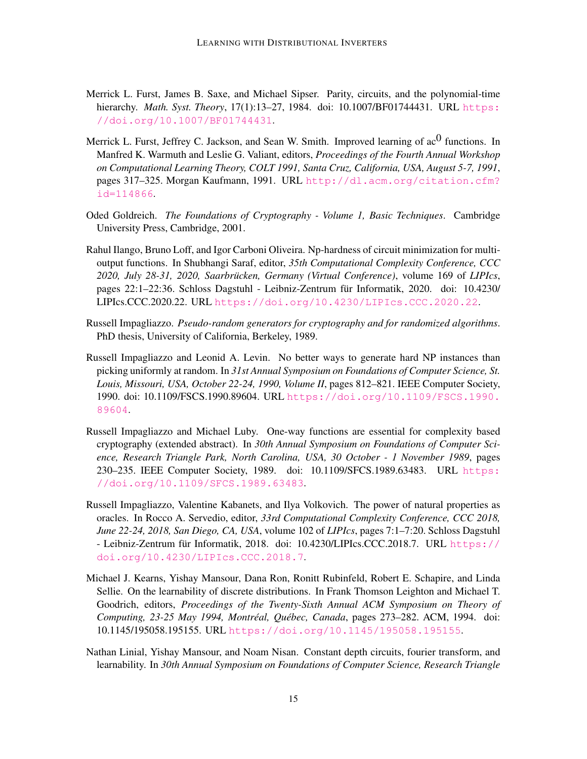Merrick L. Furst, James B. Saxe, and Michael Sipser. Parity, circuits, and the polynomial-time hierarchy. *Math. Syst. Theory*, 17(1):13–27, 1984. doi: 10.1007/BF01744431. URL https://doi.org/10.1007/BF01744431.

Merrick L. Furst, Jeffrey C. Jackson, and Sean W. Smith. Improved learning of ac$^0$ functions. In Manfred K. Warmuth and Leslie G. Valiant, editors, *Proceedings of the Fourth Annual Workshop on Computational Learning Theory, COLT 1991, Santa Cruz, California, USA, August 5-7, 1991*, pages 317–325. Morgan Kaufmann, 1991. URL http://dl.acm.org/citation.cfm?id=114866.

Oded Goldreich. *The Foundations of Cryptography - Volume 1, Basic Techniques*. Cambridge University Press, Cambridge, 2001.

Rahul Ilango, Bruno Loff, and Igor Carboni Oliveira. Np-hardness of circuit minimization for multi-output functions. In Shubhangi Saraf, editor, *35th Computational Complexity Conference, CCC 2020, July 28-31, 2020, Saarbrücken, Germany (Virtual Conference)*, volume 169 of *LIPIcs*, pages 22:1–22:36. Schloss Dagstuhl - Leibniz-Zentrum für Informatik, 2020. doi: 10.4230/LIPIcs.CCC.2020.22. URL https://doi.org/10.4230/LIPIcs.CCC.2020.22.

Russell Impagliazzo. *Pseudo-random generators for cryptography and for randomized algorithms*. PhD thesis, University of California, Berkeley, 1989.

Russell Impagliazzo and Leonid A. Levin. No better ways to generate hard NP instances than picking uniformly at random. In *31st Annual Symposium on Foundations of Computer Science, St. Louis, Missouri, USA, October 22-24, 1990, Volume II*, pages 812–821. IEEE Computer Society, 1990. doi: 10.1109/FSCS.1990.89604. URL https://doi.org/10.1109/FSCS.1990.89604.

Russell Impagliazzo and Michael Luby. One-way functions are essential for complexity based cryptography (extended abstract). In *30th Annual Symposium on Foundations of Computer Science, Research Triangle Park, North Carolina, USA, 30 October - 1 November 1989*, pages 230–235. IEEE Computer Society, 1989. doi: 10.1109/SFCS.1989.63483. URL https://doi.org/10.1109/SFCS.1989.63483.

Russell Impagliazzo, Valentine Kabanets, and Ilya Volkovich. The power of natural properties as oracles. In Rocco A. Servedio, editor, *33rd Computational Complexity Conference, CCC 2018, June 22-24, 2018, San Diego, CA, USA*, volume 102 of *LIPIcs*, pages 7:1–7:20. Schloss Dagstuhl - Leibniz-Zentrum für Informatik, 2018. doi: 10.4230/LIPIcs.CCC.2018.7. URL https://doi.org/10.4230/LIPIcs.CCC.2018.7.

Michael J. Kearns, Yishay Mansour, Dana Ron, Ronitt Rubinfeld, Robert E. Schapire, and Linda Sellie. On the learnability of discrete distributions. In Frank Thomson Leighton and Michael T. Goodrich, editors, *Proceedings of the Twenty-Sixth Annual ACM Symposium on Theory of Computing, 23-25 May 1994, Montréal, Québec, Canada*, pages 273–282. ACM, 1994. doi: 10.1145/195058.195155. URL https://doi.org/10.1145/195058.195155.

Nathan Linial, Yishay Mansour, and Noam Nisan. Constant depth circuits, fourier transform, and learnability. In *30th Annual Symposium on Foundations of Computer Science, Research Triangle*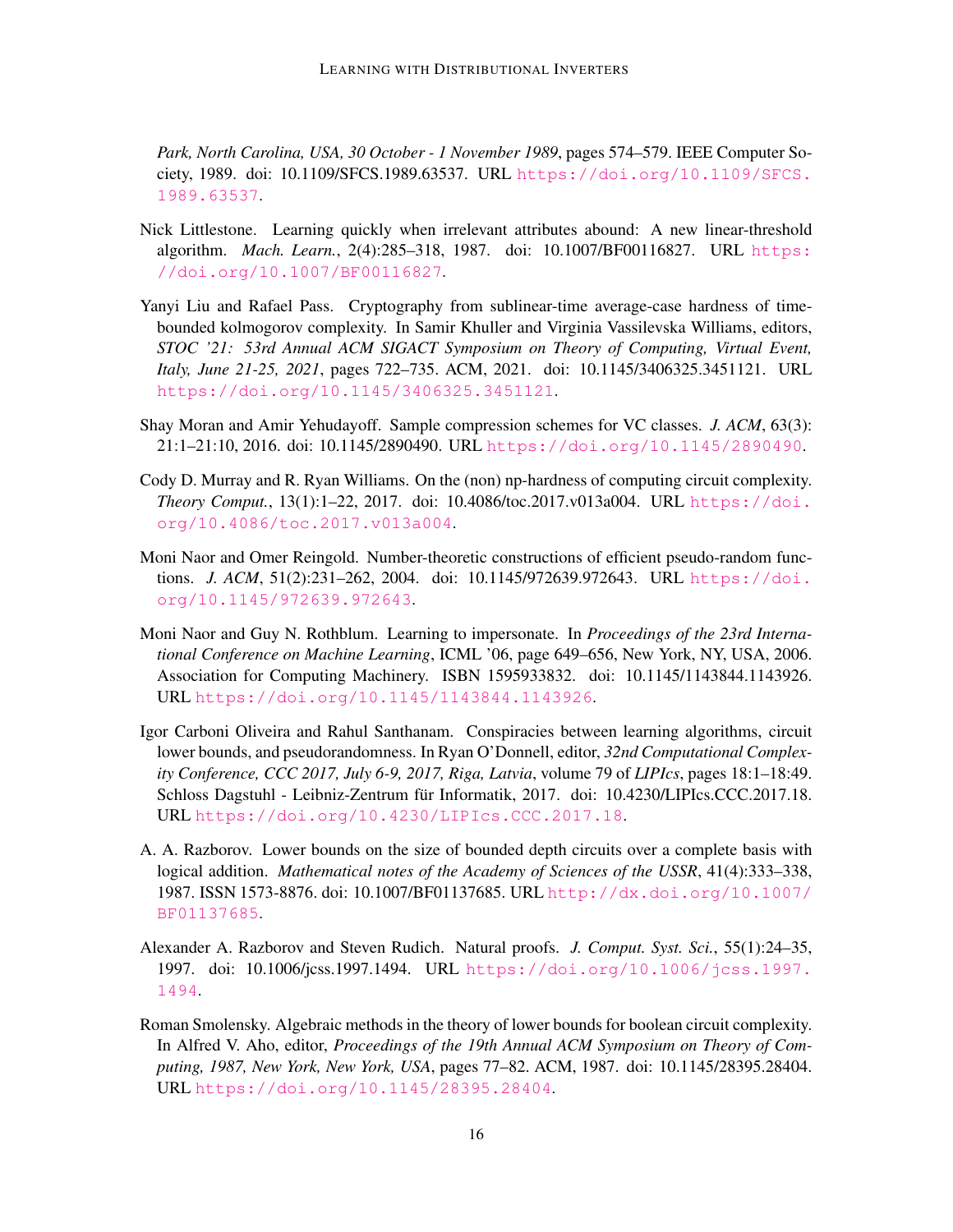*Park, North Carolina, USA, 30 October - 1 November 1989*, pages 574–579. IEEE Computer Society, 1989. doi: 10.1109/SFCS.1989.63537. URL https://doi.org/10.1109/SFCS.1989.63537.

Nick Littlestone. Learning quickly when irrelevant attributes abound: A new linear-threshold algorithm. *Mach. Learn.*, 2(4):285–318, 1987. doi: 10.1007/BF00116827. URL https://doi.org/10.1007/BF00116827.

Yanyi Liu and Rafael Pass. Cryptography from sublinear-time average-case hardness of time-bounded kolmogorov complexity. In Samir Khuller and Virginia Vassilevska Williams, editors, *STOC '21: 53rd Annual ACM SIGACT Symposium on Theory of Computing, Virtual Event, Italy, June 21-25, 2021*, pages 722–735. ACM, 2021. doi: 10.1145/3406325.3451121. URL https://doi.org/10.1145/3406325.3451121.

Shay Moran and Amir Yehudayoff. Sample compression schemes for VC classes. *J. ACM*, 63(3):21:1–21:10, 2016. doi: 10.1145/2890490. URL https://doi.org/10.1145/2890490.

Cody D. Murray and R. Ryan Williams. On the (non) np-hardness of computing circuit complexity. *Theory Comput.*, 13(1):1–22, 2017. doi: 10.4086/toc.2017.v013a004. URL https://doi.org/10.4086/toc.2017.v013a004.

Moni Naor and Omer Reingold. Number-theoretic constructions of efficient pseudo-random functions. *J. ACM*, 51(2):231–262, 2004. doi: 10.1145/972639.972643. URL https://doi.org/10.1145/972639.972643.

Moni Naor and Guy N. Rothblum. Learning to impersonate. In *Proceedings of the 23rd International Conference on Machine Learning*, ICML '06, page 649–656, New York, NY, USA, 2006. Association for Computing Machinery. ISBN 1595933832. doi: 10.1145/1143844.1143926. URL https://doi.org/10.1145/1143844.1143926.

Igor Carboni Oliveira and Rahul Santhanam. Conspiracies between learning algorithms, circuit lower bounds, and pseudorandomness. In Ryan O'Donnell, editor, *32nd Computational Complexity Conference, CCC 2017, July 6-9, 2017, Riga, Latvia*, volume 79 of *LIPIcs*, pages 18:1–18:49. Schloss Dagstuhl - Leibniz-Zentrum für Informatik, 2017. doi: 10.4230/LIPIcs.CCC.2017.18. URL https://doi.org/10.4230/LIPIcs.CCC.2017.18.

A. A. Razborov. Lower bounds on the size of bounded depth circuits over a complete basis with logical addition. *Mathematical notes of the Academy of Sciences of the USSR*, 41(4):333–338, 1987. ISSN 1573-8876. doi: 10.1007/BF01137685. URL http://dx.doi.org/10.1007/BF01137685.

Alexander A. Razborov and Steven Rudich. Natural proofs. *J. Comput. Syst. Sci.*, 55(1):24–35, 1997. doi: 10.1006/jcss.1997.1494. URL https://doi.org/10.1006/jcss.1997.1494.

Roman Smolensky. Algebraic methods in the theory of lower bounds for boolean circuit complexity. In Alfred V. Aho, editor, *Proceedings of the 19th Annual ACM Symposium on Theory of Computing, 1987, New York, New York, USA*, pages 77–82. ACM, 1987. doi: 10.1145/28395.28404. URL https://doi.org/10.1145/28395.28404.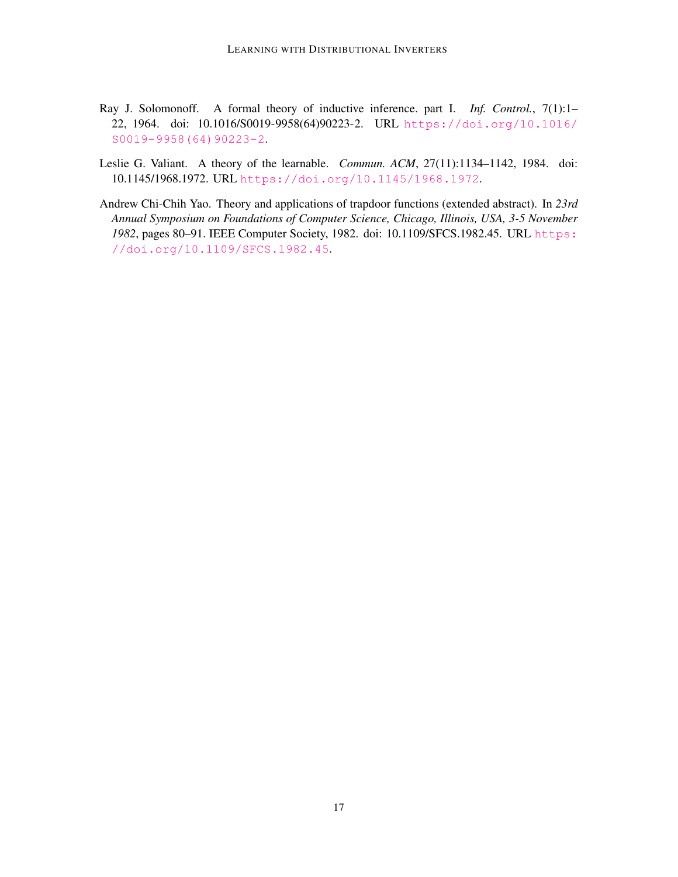Ray J. Solomonoff. A formal theory of inductive inference. part I. *Inf. Control.*, 7(1):1–22, 1964. doi: 10.1016/S0019-9958(64)90223-2. URL https://doi.org/10.1016/S0019-9958(64)90223-2.

Leslie G. Valiant. A theory of the learnable. *Commun. ACM*, 27(11):1134–1142, 1984. doi: 10.1145/1968.1972. URL https://doi.org/10.1145/1968.1972.

Andrew Chi-Chih Yao. Theory and applications of trapdoor functions (extended abstract). In *23rd Annual Symposium on Foundations of Computer Science, Chicago, Illinois, USA, 3-5 November 1982*, pages 80–91. IEEE Computer Society, 1982. doi: 10.1109/SFCS.1982.45. URL https://doi.org/10.1109/SFCS.1982.45.